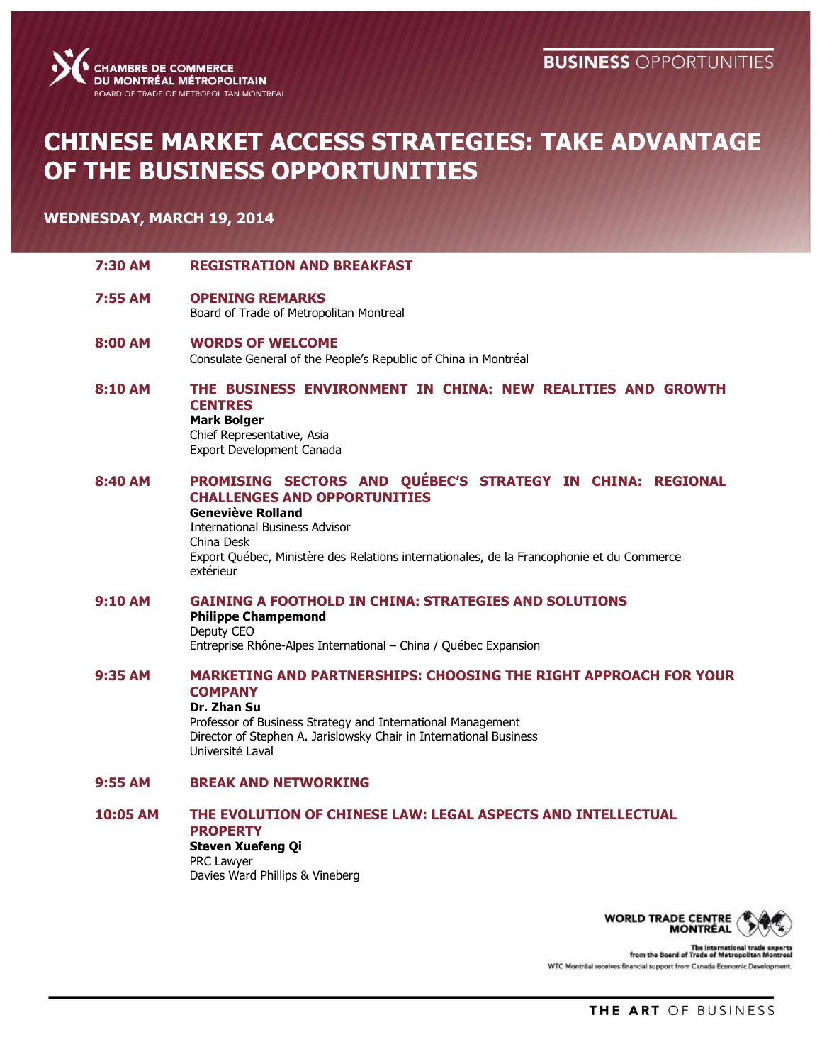CHAMBRE DE COMMERCE DU MONTRÉAL MÉTROPOLITAIN
BOARD OF TRADE OF METROPOLITAN MONTREAL

**BUSINESS** OPPORTUNITIES

# CHINESE MARKET ACCESS STRATEGIES: TAKE ADVANTAGE OF THE BUSINESS OPPORTUNITIES

**WEDNESDAY, MARCH 19, 2014**

**7:30 AM** — **REGISTRATION AND BREAKFAST**

**7:55 AM** — **OPENING REMARKS**
Board of Trade of Metropolitan Montreal

**8:00 AM** — **WORDS OF WELCOME**
Consulate General of the People's Republic of China in Montréal

**8:10 AM** — **THE BUSINESS ENVIRONMENT IN CHINA: NEW REALITIES AND GROWTH CENTRES**
**Mark Bolger**
Chief Representative, Asia
Export Development Canada

**8:40 AM** — **PROMISING SECTORS AND QUÉBEC'S STRATEGY IN CHINA: REGIONAL CHALLENGES AND OPPORTUNITIES**
**Geneviève Rolland**
International Business Advisor
China Desk
Export Québec, Ministère des Relations internationales, de la Francophonie et du Commerce extérieur

**9:10 AM** — **GAINING A FOOTHOLD IN CHINA: STRATEGIES AND SOLUTIONS**
**Philippe Champemond**
Deputy CEO
Entreprise Rhône-Alpes International – China / Québec Expansion

**9:35 AM** — **MARKETING AND PARTNERSHIPS: CHOOSING THE RIGHT APPROACH FOR YOUR COMPANY**
**Dr. Zhan Su**
Professor of Business Strategy and International Management
Director of Stephen A. Jarislowsky Chair in International Business
Université Laval

**9:55 AM** — **BREAK AND NETWORKING**

**10:05 AM** — **THE EVOLUTION OF CHINESE LAW: LEGAL ASPECTS AND INTELLECTUAL PROPERTY**
**Steven Xuefeng Qi**
PRC Lawyer
Davies Ward Phillips & Vineberg

WORLD TRADE CENTRE MONTRÉAL
The international trade experts from the Board of Trade of Metropolitan Montreal
WTC Montréal receives financial support from Canada Economic Development.

THE ART OF BUSINESS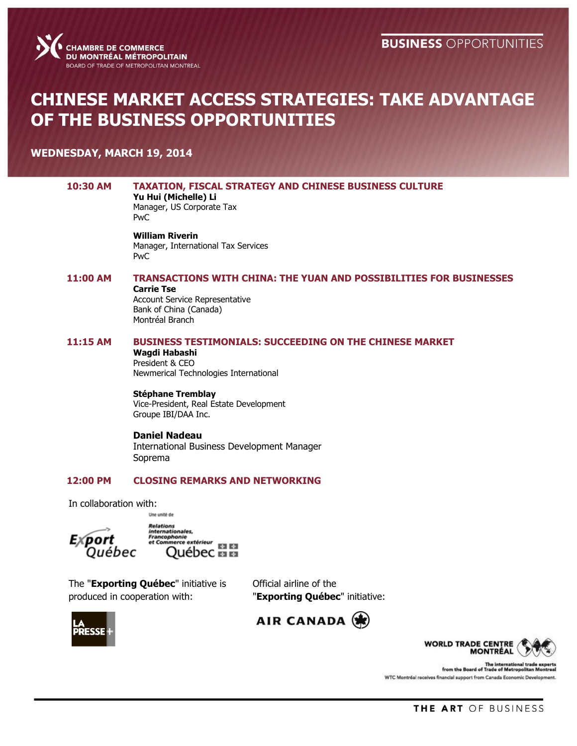CHAMBRE DE COMMERCE DU MONTRÉAL MÉTROPOLITAIN
BOARD OF TRADE OF METROPOLITAN MONTREAL

BUSINESS OPPORTUNITIES

# CHINESE MARKET ACCESS STRATEGIES: TAKE ADVANTAGE OF THE BUSINESS OPPORTUNITIES

**WEDNESDAY, MARCH 19, 2014**

**10:30 AM** **TAXATION, FISCAL STRATEGY AND CHINESE BUSINESS CULTURE**

**Yu Hui (Michelle) Li**
Manager, US Corporate Tax
PwC

**William Riverin**
Manager, International Tax Services
PwC

**11:00 AM** **TRANSACTIONS WITH CHINA: THE YUAN AND POSSIBILITIES FOR BUSINESSES**

**Carrie Tse**
Account Service Representative
Bank of China (Canada)
Montréal Branch

**11:15 AM** **BUSINESS TESTIMONIALS: SUCCEEDING ON THE CHINESE MARKET**

**Wagdi Habashi**
President & CEO
Newmerical Technologies International

**Stéphane Tremblay**
Vice-President, Real Estate Development
Groupe IBI/DAA Inc.

**Daniel Nadeau**
International Business Development Manager
Soprema

**12:00 PM** **CLOSING REMARKS AND NETWORKING**

In collaboration with:

Export Québec

Une unité de Relations internationales, Francophonie et Commerce extérieur Québec

The "**Exporting Québec**" initiative is produced in cooperation with:

LA PRESSE+

Official airline of the "**Exporting Québec**" initiative:

AIR CANADA

WORLD TRADE CENTRE MONTRÉAL
The international trade experts from the Board of Trade of Metropolitan Montreal
WTC Montréal receives financial support from Canada Economic Development.

THE ART OF BUSINESS